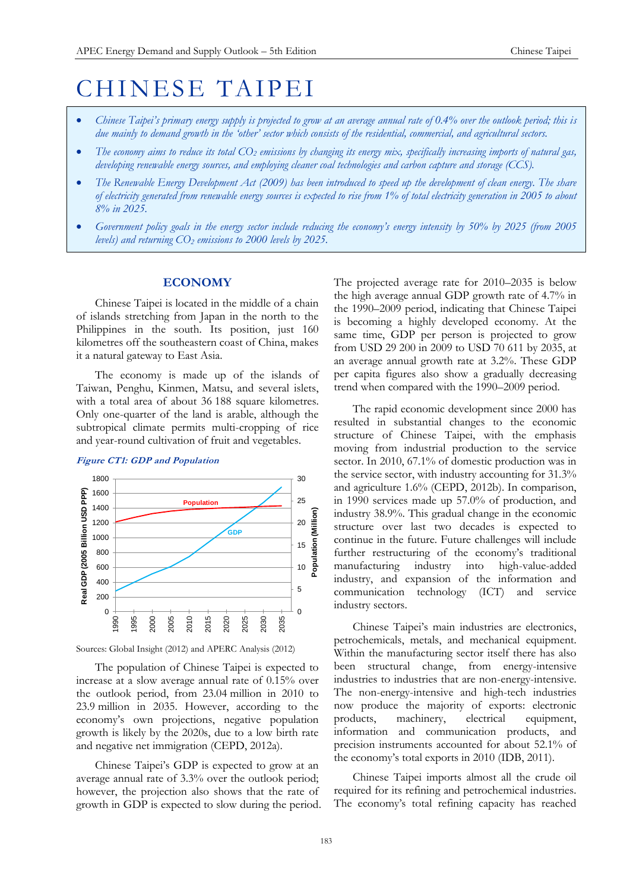# CHINESE TAIPEI

- *Chinese Taipei's primary energy supply is projected to grow at an average annual rate of 0.4% over the outlook period; this is due mainly to demand growth in the 'other' sector which consists of the residential, commercial, and agricultural sectors.*
- *The economy aims to reduce its total $CO_2$ emissions by changing its energy mix, specifically increasing imports of natural gas, developing renewable energy sources, and employing cleaner coal technologies and carbon capture and storage (CCS).*
- *The Renewable Energy Development Act (2009) has been introduced to speed up the development of clean energy. The share of electricity generated from renewable energy sources is expected to rise from 1% of total electricity generation in 2005 to about 8% in 2025.*
- *Government policy goals in the energy sector include reducing the economy's energy intensity by 50% by 2025 (from 2005 levels) and returning $CO_2$ emissions to 2000 levels by 2025.*

## ECONOMY

Chinese Taipei is located in the middle of a chain of islands stretching from Japan in the north to the Philippines in the south. Its position, just 160 kilometres off the southeastern coast of China, makes it a natural gateway to East Asia.

The economy is made up of the islands of Taiwan, Penghu, Kinmen, Matsu, and several islets, with a total area of about 36 188 square kilometres. Only one-quarter of the land is arable, although the subtropical climate permits multi-cropping of rice and year-round cultivation of fruit and vegetables.

*Figure CT1: GDP and Population*

Sources: Global Insight (2012) and APERC Analysis (2012)

The population of Chinese Taipei is expected to increase at a slow average annual rate of 0.15% over the outlook period, from 23.04 million in 2010 to 23.9 million in 2035. However, according to the economy's own projections, negative population growth is likely by the 2020s, due to a low birth rate and negative net immigration (CEPD, 2012a).

Chinese Taipei's GDP is expected to grow at an average annual rate of 3.3% over the outlook period; however, the projection also shows that the rate of growth in GDP is expected to slow during the period. The projected average rate for 2010–2035 is below the high average annual GDP growth rate of 4.7% in the 1990–2009 period, indicating that Chinese Taipei is becoming a highly developed economy. At the same time, GDP per person is projected to grow from USD 29 200 in 2009 to USD 70 611 by 2035, at an average annual growth rate at 3.2%. These GDP per capita figures also show a gradually decreasing trend when compared with the 1990–2009 period.

The rapid economic development since 2000 has resulted in substantial changes to the economic structure of Chinese Taipei, with the emphasis moving from industrial production to the service sector. In 2010, 67.1% of domestic production was in the service sector, with industry accounting for 31.3% and agriculture 1.6% (CEPD, 2012b). In comparison, in 1990 services made up 57.0% of production, and industry 38.9%. This gradual change in the economic structure over last two decades is expected to continue in the future. Future challenges will include further restructuring of the economy's traditional manufacturing industry into high-value-added industry, and expansion of the information and communication technology (ICT) and service industry sectors.

Chinese Taipei's main industries are electronics, petrochemicals, metals, and mechanical equipment. Within the manufacturing sector itself there has also been structural change, from energy-intensive industries to industries that are non-energy-intensive. The non-energy-intensive and high-tech industries now produce the majority of exports: electronic products, machinery, electrical equipment, information and communication products, and precision instruments accounted for about 52.1% of the economy's total exports in 2010 (IDB, 2011).

Chinese Taipei imports almost all the crude oil required for its refining and petrochemical industries. The economy's total refining capacity has reached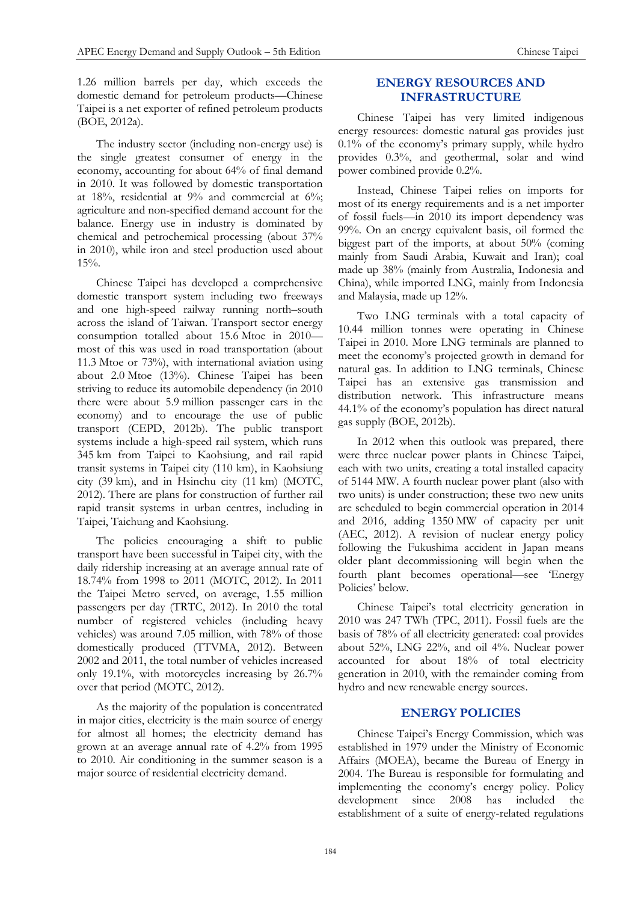1.26 million barrels per day, which exceeds the domestic demand for petroleum products—Chinese Taipei is a net exporter of refined petroleum products (BOE, 2012a).

The industry sector (including non-energy use) is the single greatest consumer of energy in the economy, accounting for about 64% of final demand in 2010. It was followed by domestic transportation at 18%, residential at 9% and commercial at 6%; agriculture and non-specified demand account for the balance. Energy use in industry is dominated by chemical and petrochemical processing (about 37% in 2010), while iron and steel production used about 15%.

Chinese Taipei has developed a comprehensive domestic transport system including two freeways and one high-speed railway running north–south across the island of Taiwan. Transport sector energy consumption totalled about 15.6 Mtoe in 2010—most of this was used in road transportation (about 11.3 Mtoe or 73%), with international aviation using about 2.0 Mtoe (13%). Chinese Taipei has been striving to reduce its automobile dependency (in 2010 there were about 5.9 million passenger cars in the economy) and to encourage the use of public transport (CEPD, 2012b). The public transport systems include a high-speed rail system, which runs 345 km from Taipei to Kaohsiung, and rail rapid transit systems in Taipei city (110 km), in Kaohsiung city (39 km), and in Hsinchu city (11 km) (MOTC, 2012). There are plans for construction of further rail rapid transit systems in urban centres, including in Taipei, Taichung and Kaohsiung.

The policies encouraging a shift to public transport have been successful in Taipei city, with the daily ridership increasing at an average annual rate of 18.74% from 1998 to 2011 (MOTC, 2012). In 2011 the Taipei Metro served, on average, 1.55 million passengers per day (TRTC, 2012). In 2010 the total number of registered vehicles (including heavy vehicles) was around 7.05 million, with 78% of those domestically produced (TTVMA, 2012). Between 2002 and 2011, the total number of vehicles increased only 19.1%, with motorcycles increasing by 26.7% over that period (MOTC, 2012).

As the majority of the population is concentrated in major cities, electricity is the main source of energy for almost all homes; the electricity demand has grown at an average annual rate of 4.2% from 1995 to 2010. Air conditioning in the summer season is a major source of residential electricity demand.

## ENERGY RESOURCES AND INFRASTRUCTURE

Chinese Taipei has very limited indigenous energy resources: domestic natural gas provides just 0.1% of the economy's primary supply, while hydro provides 0.3%, and geothermal, solar and wind power combined provide 0.2%.

Instead, Chinese Taipei relies on imports for most of its energy requirements and is a net importer of fossil fuels—in 2010 its import dependency was 99%. On an energy equivalent basis, oil formed the biggest part of the imports, at about 50% (coming mainly from Saudi Arabia, Kuwait and Iran); coal made up 38% (mainly from Australia, Indonesia and China), while imported LNG, mainly from Indonesia and Malaysia, made up 12%.

Two LNG terminals with a total capacity of 10.44 million tonnes were operating in Chinese Taipei in 2010. More LNG terminals are planned to meet the economy's projected growth in demand for natural gas. In addition to LNG terminals, Chinese Taipei has an extensive gas transmission and distribution network. This infrastructure means 44.1% of the economy's population has direct natural gas supply (BOE, 2012b).

In 2012 when this outlook was prepared, there were three nuclear power plants in Chinese Taipei, each with two units, creating a total installed capacity of 5144 MW. A fourth nuclear power plant (also with two units) is under construction; these two new units are scheduled to begin commercial operation in 2014 and 2016, adding 1350 MW of capacity per unit (AEC, 2012). A revision of nuclear energy policy following the Fukushima accident in Japan means older plant decommissioning will begin when the fourth plant becomes operational—see 'Energy Policies' below.

Chinese Taipei's total electricity generation in 2010 was 247 TWh (TPC, 2011). Fossil fuels are the basis of 78% of all electricity generated: coal provides about 52%, LNG 22%, and oil 4%. Nuclear power accounted for about 18% of total electricity generation in 2010, with the remainder coming from hydro and new renewable energy sources.

## ENERGY POLICIES

Chinese Taipei's Energy Commission, which was established in 1979 under the Ministry of Economic Affairs (MOEA), became the Bureau of Energy in 2004. The Bureau is responsible for formulating and implementing the economy's energy policy. Policy development since 2008 has included the establishment of a suite of energy-related regulations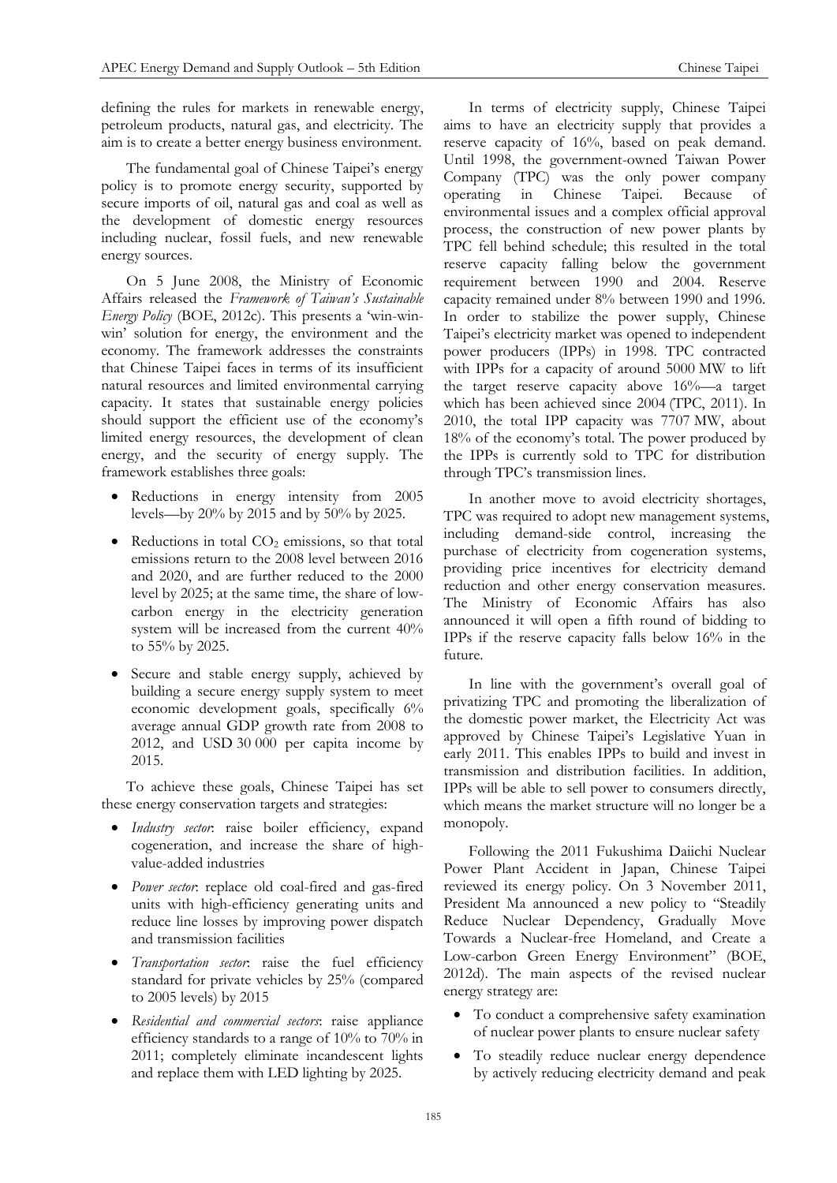defining the rules for markets in renewable energy, petroleum products, natural gas, and electricity. The aim is to create a better energy business environment.

The fundamental goal of Chinese Taipei's energy policy is to promote energy security, supported by secure imports of oil, natural gas and coal as well as the development of domestic energy resources including nuclear, fossil fuels, and new renewable energy sources.

On 5 June 2008, the Ministry of Economic Affairs released the *Framework of Taiwan's Sustainable Energy Policy* (BOE, 2012c). This presents a 'win-win-win' solution for energy, the environment and the economy. The framework addresses the constraints that Chinese Taipei faces in terms of its insufficient natural resources and limited environmental carrying capacity. It states that sustainable energy policies should support the efficient use of the economy's limited energy resources, the development of clean energy, and the security of energy supply. The framework establishes three goals:

- Reductions in energy intensity from 2005 levels—by 20% by 2015 and by 50% by 2025.
- Reductions in total $CO_2$ emissions, so that total emissions return to the 2008 level between 2016 and 2020, and are further reduced to the 2000 level by 2025; at the same time, the share of low-carbon energy in the electricity generation system will be increased from the current 40% to 55% by 2025.
- Secure and stable energy supply, achieved by building a secure energy supply system to meet economic development goals, specifically 6% average annual GDP growth rate from 2008 to 2012, and USD 30 000 per capita income by 2015.

To achieve these goals, Chinese Taipei has set these energy conservation targets and strategies:

- *Industry sector*: raise boiler efficiency, expand cogeneration, and increase the share of high-value-added industries
- *Power sector*: replace old coal-fired and gas-fired units with high-efficiency generating units and reduce line losses by improving power dispatch and transmission facilities
- *Transportation sector*: raise the fuel efficiency standard for private vehicles by 25% (compared to 2005 levels) by 2015
- *Residential and commercial sectors*: raise appliance efficiency standards to a range of 10% to 70% in 2011; completely eliminate incandescent lights and replace them with LED lighting by 2025.

In terms of electricity supply, Chinese Taipei aims to have an electricity supply that provides a reserve capacity of 16%, based on peak demand. Until 1998, the government-owned Taiwan Power Company (TPC) was the only power company operating in Chinese Taipei. Because of environmental issues and a complex official approval process, the construction of new power plants by TPC fell behind schedule; this resulted in the total reserve capacity falling below the government requirement between 1990 and 2004. Reserve capacity remained under 8% between 1990 and 1996. In order to stabilize the power supply, Chinese Taipei's electricity market was opened to independent power producers (IPPs) in 1998. TPC contracted with IPPs for a capacity of around 5000 MW to lift the target reserve capacity above 16%—a target which has been achieved since 2004 (TPC, 2011). In 2010, the total IPP capacity was 7707 MW, about 18% of the economy's total. The power produced by the IPPs is currently sold to TPC for distribution through TPC's transmission lines.

In another move to avoid electricity shortages, TPC was required to adopt new management systems, including demand-side control, increasing the purchase of electricity from cogeneration systems, providing price incentives for electricity demand reduction and other energy conservation measures. The Ministry of Economic Affairs has also announced it will open a fifth round of bidding to IPPs if the reserve capacity falls below 16% in the future.

In line with the government's overall goal of privatizing TPC and promoting the liberalization of the domestic power market, the Electricity Act was approved by Chinese Taipei's Legislative Yuan in early 2011. This enables IPPs to build and invest in transmission and distribution facilities. In addition, IPPs will be able to sell power to consumers directly, which means the market structure will no longer be a monopoly.

Following the 2011 Fukushima Daiichi Nuclear Power Plant Accident in Japan, Chinese Taipei reviewed its energy policy. On 3 November 2011, President Ma announced a new policy to "Steadily Reduce Nuclear Dependency, Gradually Move Towards a Nuclear-free Homeland, and Create a Low-carbon Green Energy Environment" (BOE, 2012d). The main aspects of the revised nuclear energy strategy are:

- To conduct a comprehensive safety examination of nuclear power plants to ensure nuclear safety
- To steadily reduce nuclear energy dependence by actively reducing electricity demand and peak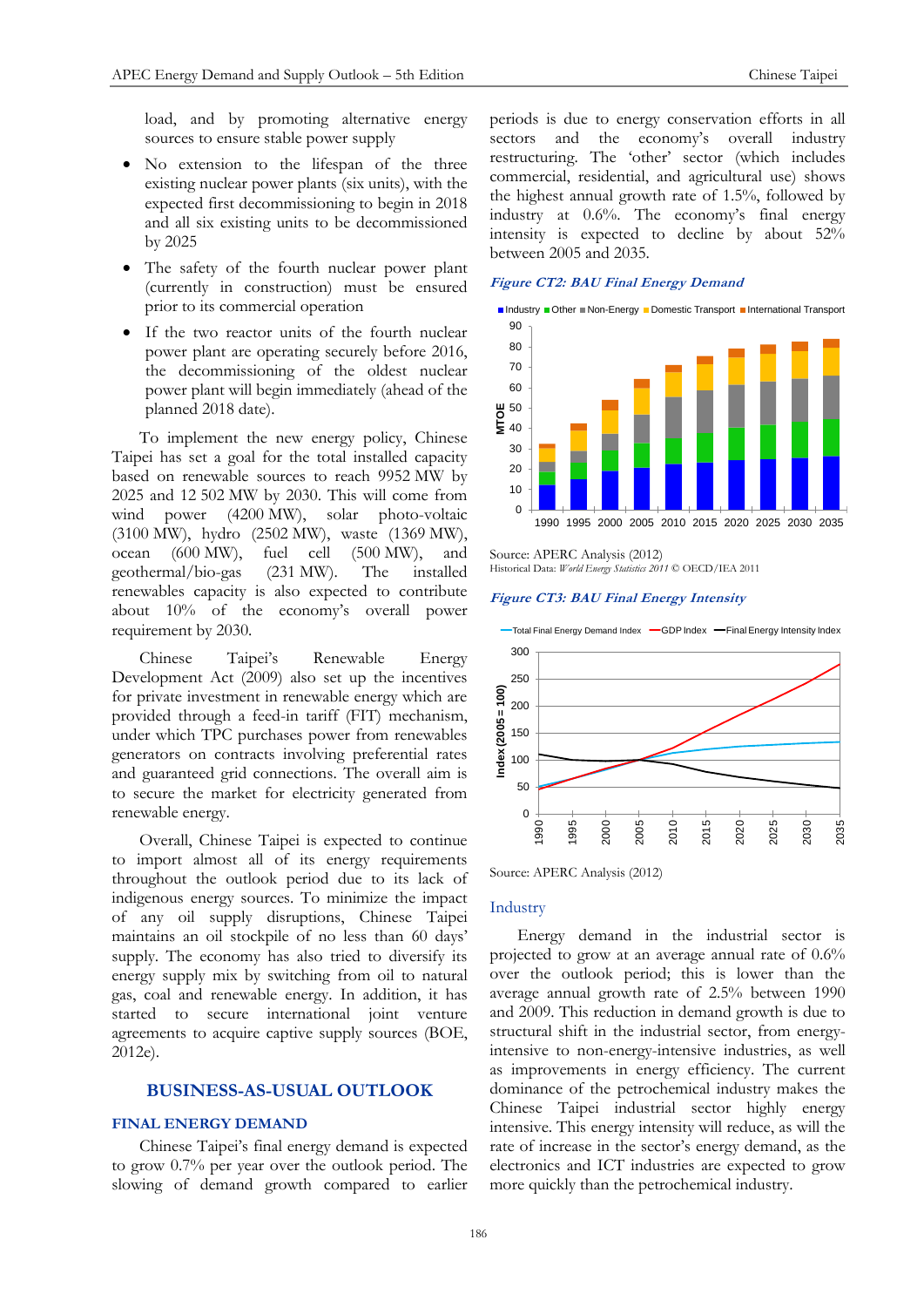load, and by promoting alternative energy sources to ensure stable power supply

- No extension to the lifespan of the three existing nuclear power plants (six units), with the expected first decommissioning to begin in 2018 and all six existing units to be decommissioned by 2025
- The safety of the fourth nuclear power plant (currently in construction) must be ensured prior to its commercial operation
- If the two reactor units of the fourth nuclear power plant are operating securely before 2016, the decommissioning of the oldest nuclear power plant will begin immediately (ahead of the planned 2018 date).

To implement the new energy policy, Chinese Taipei has set a goal for the total installed capacity based on renewable sources to reach 9952 MW by 2025 and 12 502 MW by 2030. This will come from wind power (4200 MW), solar photo-voltaic (3100 MW), hydro (2502 MW), waste (1369 MW), ocean (600 MW), fuel cell (500 MW), and geothermal/bio-gas (231 MW). The installed renewables capacity is also expected to contribute about 10% of the economy's overall power requirement by 2030.

Chinese Taipei's Renewable Energy Development Act (2009) also set up the incentives for private investment in renewable energy which are provided through a feed-in tariff (FIT) mechanism, under which TPC purchases power from renewables generators on contracts involving preferential rates and guaranteed grid connections. The overall aim is to secure the market for electricity generated from renewable energy.

Overall, Chinese Taipei is expected to continue to import almost all of its energy requirements throughout the outlook period due to its lack of indigenous energy sources. To minimize the impact of any oil supply disruptions, Chinese Taipei maintains an oil stockpile of no less than 60 days' supply. The economy has also tried to diversify its energy supply mix by switching from oil to natural gas, coal and renewable energy. In addition, it has started to secure international joint venture agreements to acquire captive supply sources (BOE, 2012e).

## BUSINESS-AS-USUAL OUTLOOK

### FINAL ENERGY DEMAND

Chinese Taipei's final energy demand is expected to grow 0.7% per year over the outlook period. The slowing of demand growth compared to earlier periods is due to energy conservation efforts in all sectors and the economy's overall industry restructuring. The 'other' sector (which includes commercial, residential, and agricultural use) shows the highest annual growth rate of 1.5%, followed by industry at 0.6%. The economy's final energy intensity is expected to decline by about 52% between 2005 and 2035.

***Figure CT2: BAU Final Energy Demand***

Source: APERC Analysis (2012)
Historical Data: *World Energy Statistics 2011* © OECD/IEA 2011

***Figure CT3: BAU Final Energy Intensity***

Source: APERC Analysis (2012)

### Industry

Energy demand in the industrial sector is projected to grow at an average annual rate of 0.6% over the outlook period; this is lower than the average annual growth rate of 2.5% between 1990 and 2009. This reduction in demand growth is due to structural shift in the industrial sector, from energy-intensive to non-energy-intensive industries, as well as improvements in energy efficiency. The current dominance of the petrochemical industry makes the Chinese Taipei industrial sector highly energy intensive. This energy intensity will reduce, as will the rate of increase in the sector's energy demand, as the electronics and ICT industries are expected to grow more quickly than the petrochemical industry.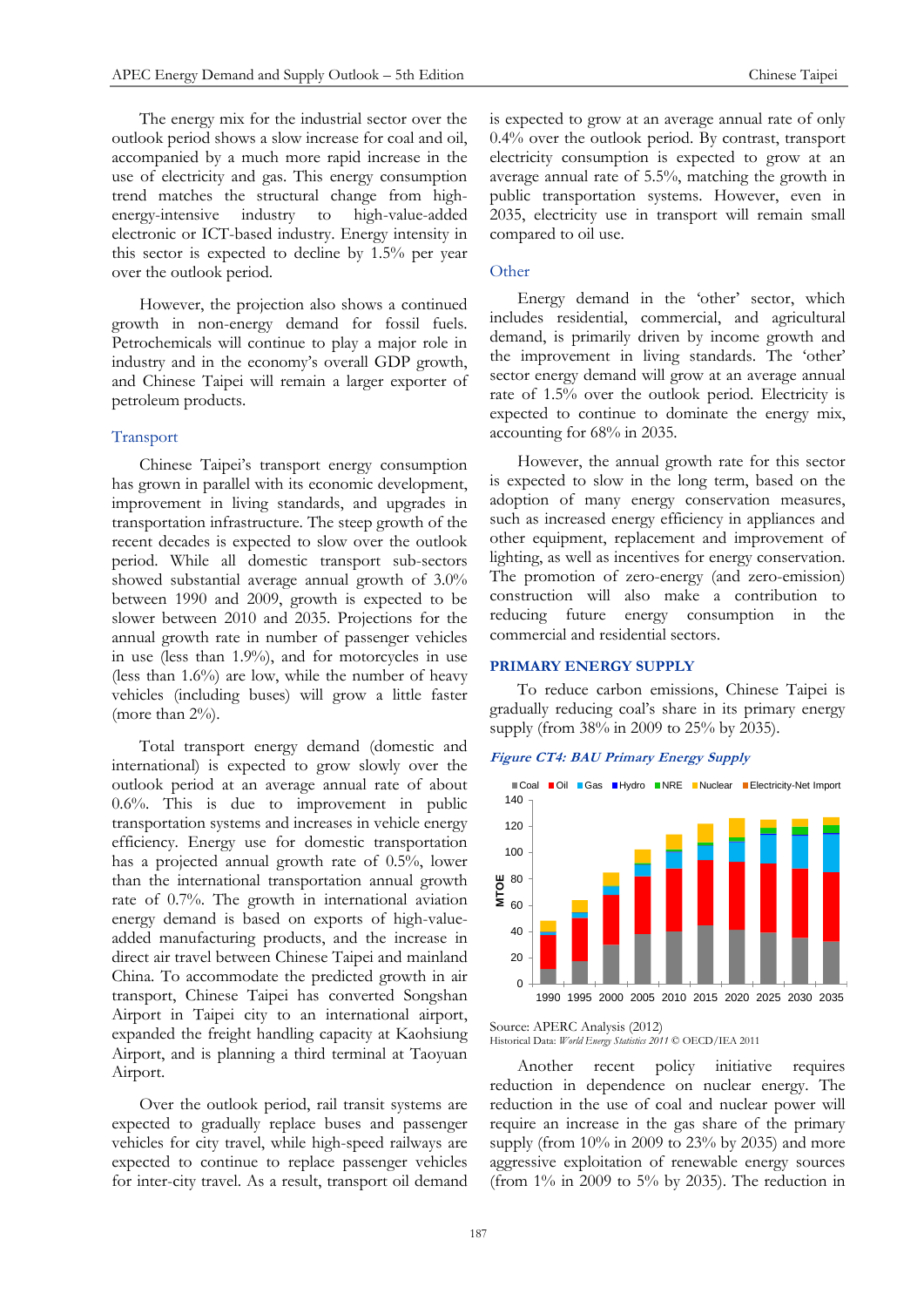The energy mix for the industrial sector over the outlook period shows a slow increase for coal and oil, accompanied by a much more rapid increase in the use of electricity and gas. This energy consumption trend matches the structural change from high-energy-intensive industry to high-value-added electronic or ICT-based industry. Energy intensity in this sector is expected to decline by 1.5% per year over the outlook period.

However, the projection also shows a continued growth in non-energy demand for fossil fuels. Petrochemicals will continue to play a major role in industry and in the economy's overall GDP growth, and Chinese Taipei will remain a larger exporter of petroleum products.

### Transport

Chinese Taipei's transport energy consumption has grown in parallel with its economic development, improvement in living standards, and upgrades in transportation infrastructure. The steep growth of the recent decades is expected to slow over the outlook period. While all domestic transport sub-sectors showed substantial average annual growth of 3.0% between 1990 and 2009, growth is expected to be slower between 2010 and 2035. Projections for the annual growth rate in number of passenger vehicles in use (less than 1.9%), and for motorcycles in use (less than 1.6%) are low, while the number of heavy vehicles (including buses) will grow a little faster (more than 2%).

Total transport energy demand (domestic and international) is expected to grow slowly over the outlook period at an average annual rate of about 0.6%. This is due to improvement in public transportation systems and increases in vehicle energy efficiency. Energy use for domestic transportation has a projected annual growth rate of 0.5%, lower than the international transportation annual growth rate of 0.7%. The growth in international aviation energy demand is based on exports of high-value-added manufacturing products, and the increase in direct air travel between Chinese Taipei and mainland China. To accommodate the predicted growth in air transport, Chinese Taipei has converted Songshan Airport in Taipei city to an international airport, expanded the freight handling capacity at Kaohsiung Airport, and is planning a third terminal at Taoyuan Airport.

Over the outlook period, rail transit systems are expected to gradually replace buses and passenger vehicles for city travel, while high-speed railways are expected to continue to replace passenger vehicles for inter-city travel. As a result, transport oil demand is expected to grow at an average annual rate of only 0.4% over the outlook period. By contrast, transport electricity consumption is expected to grow at an average annual rate of 5.5%, matching the growth in public transportation systems. However, even in 2035, electricity use in transport will remain small compared to oil use.

### Other

Energy demand in the 'other' sector, which includes residential, commercial, and agricultural demand, is primarily driven by income growth and the improvement in living standards. The 'other' sector energy demand will grow at an average annual rate of 1.5% over the outlook period. Electricity is expected to continue to dominate the energy mix, accounting for 68% in 2035.

However, the annual growth rate for this sector is expected to slow in the long term, based on the adoption of many energy conservation measures, such as increased energy efficiency in appliances and other equipment, replacement and improvement of lighting, as well as incentives for energy conservation. The promotion of zero-energy (and zero-emission) construction will also make a contribution to reducing future energy consumption in the commercial and residential sectors.

## PRIMARY ENERGY SUPPLY

To reduce carbon emissions, Chinese Taipei is gradually reducing coal's share in its primary energy supply (from 38% in 2009 to 25% by 2035).

***Figure CT4: BAU Primary Energy Supply***

Source: APERC Analysis (2012)
Historical Data: *World Energy Statistics 2011* © OECD/IEA 2011

Another recent policy initiative requires reduction in dependence on nuclear energy. The reduction in the use of coal and nuclear power will require an increase in the gas share of the primary supply (from 10% in 2009 to 23% by 2035) and more aggressive exploitation of renewable energy sources (from 1% in 2009 to 5% by 2035). The reduction in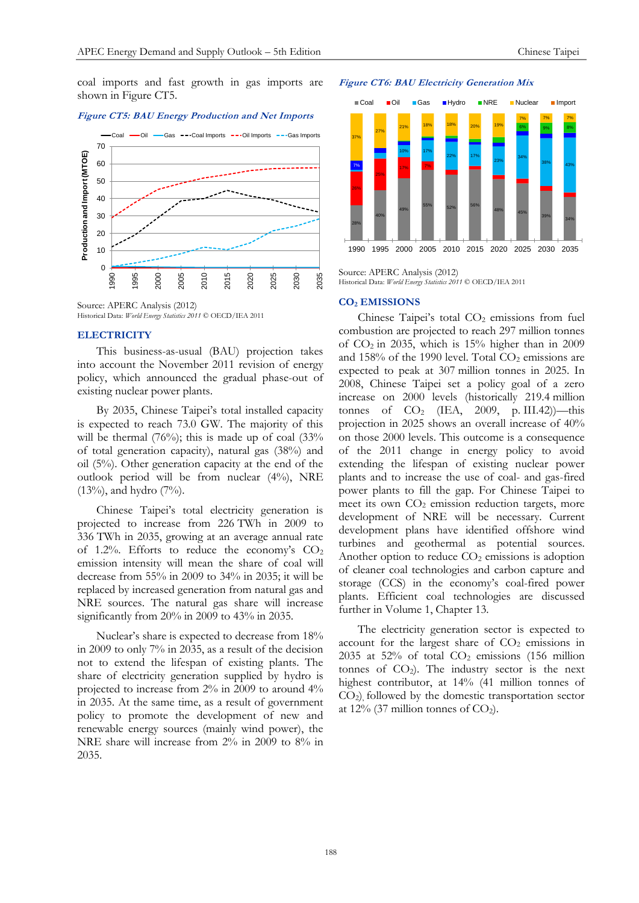coal imports and fast growth in gas imports are shown in Figure CT5.

*Figure CT5: BAU Energy Production and Net Imports*

Source: APERC Analysis (2012)
Historical Data: *World Energy Statistics 2011* © OECD/IEA 2011

## ELECTRICITY

This business-as-usual (BAU) projection takes into account the November 2011 revision of energy policy, which announced the gradual phase-out of existing nuclear power plants.

By 2035, Chinese Taipei's total installed capacity is expected to reach 73.0 GW. The majority of this will be thermal (76%); this is made up of coal (33% of total generation capacity), natural gas (38%) and oil (5%). Other generation capacity at the end of the outlook period will be from nuclear (4%), NRE (13%), and hydro (7%).

Chinese Taipei's total electricity generation is projected to increase from 226 TWh in 2009 to 336 TWh in 2035, growing at an average annual rate of 1.2%. Efforts to reduce the economy's $CO_2$ emission intensity will mean the share of coal will decrease from 55% in 2009 to 34% in 2035; it will be replaced by increased generation from natural gas and NRE sources. The natural gas share will increase significantly from 20% in 2009 to 43% in 2035.

Nuclear's share is expected to decrease from 18% in 2009 to only 7% in 2035, as a result of the decision not to extend the lifespan of existing plants. The share of electricity generation supplied by hydro is projected to increase from 2% in 2009 to around 4% in 2035. At the same time, as a result of government policy to promote the development of new and renewable energy sources (mainly wind power), the NRE share will increase from 2% in 2009 to 8% in 2035.

*Figure CT6: BAU Electricity Generation Mix*

Source: APERC Analysis (2012)
Historical Data: *World Energy Statistics 2011* © OECD/IEA 2011

## $CO_2$ EMISSIONS

Chinese Taipei's total $CO_2$ emissions from fuel combustion are projected to reach 297 million tonnes of $CO_2$ in 2035, which is 15% higher than in 2009 and 158% of the 1990 level. Total $CO_2$ emissions are expected to peak at 307 million tonnes in 2025. In 2008, Chinese Taipei set a policy goal of a zero increase on 2000 levels (historically 219.4 million tonnes of $CO_2$ (IEA, 2009, p. III.42))—this projection in 2025 shows an overall increase of 40% on those 2000 levels. This outcome is a consequence of the 2011 change in energy policy to avoid extending the lifespan of existing nuclear power plants and to increase the use of coal- and gas-fired power plants to fill the gap. For Chinese Taipei to meet its own $CO_2$ emission reduction targets, more development of NRE will be necessary. Current development plans have identified offshore wind turbines and geothermal as potential sources. Another option to reduce $CO_2$ emissions is adoption of cleaner coal technologies and carbon capture and storage (CCS) in the economy's coal-fired power plants. Efficient coal technologies are discussed further in Volume 1, Chapter 13.

The electricity generation sector is expected to account for the largest share of $CO_2$ emissions in 2035 at 52% of total $CO_2$ emissions (156 million tonnes of $CO_2$). The industry sector is the next highest contributor, at 14% (41 million tonnes of $CO_2$), followed by the domestic transportation sector at 12% (37 million tonnes of $CO_2$).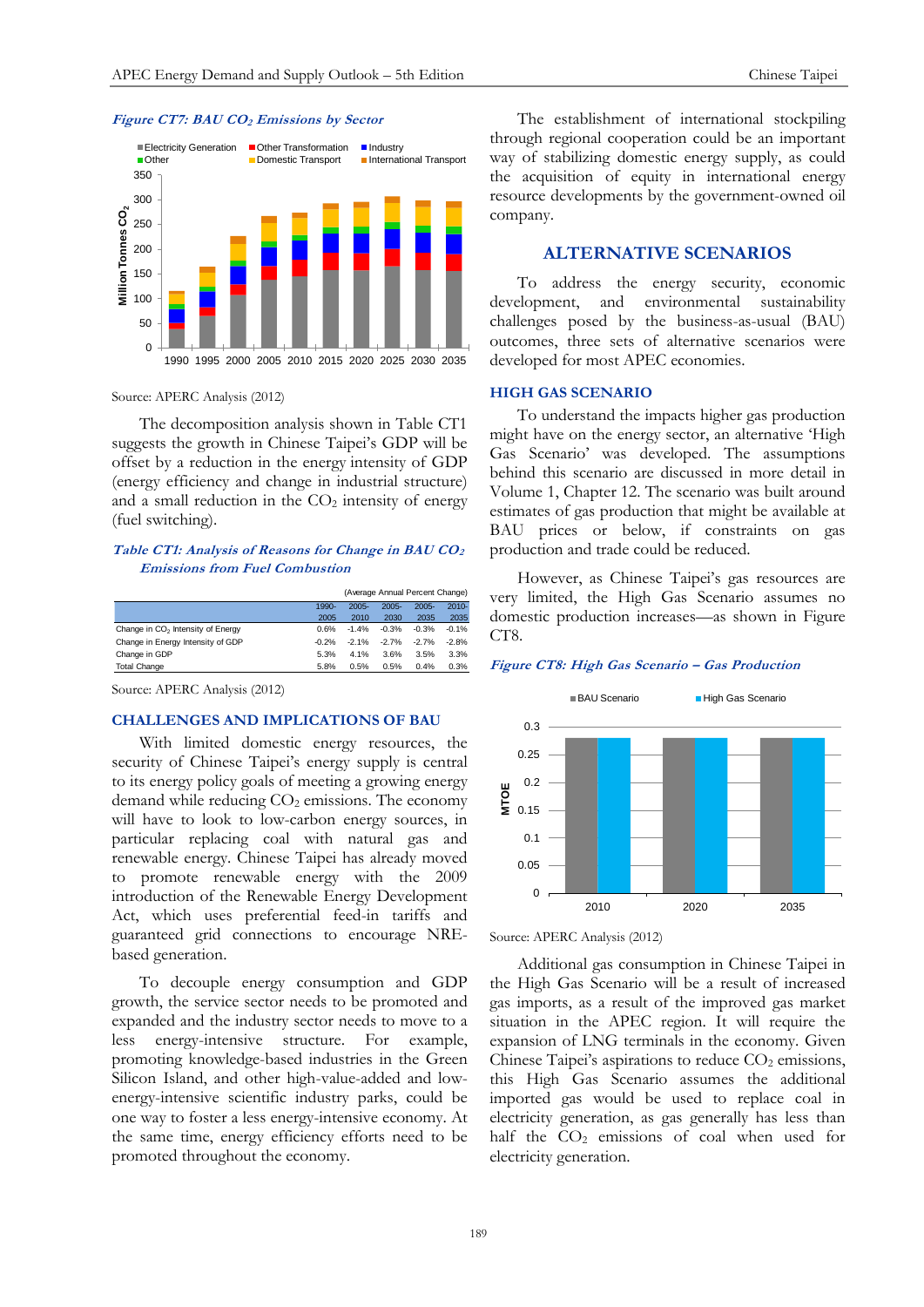*Figure CT7: BAU $CO_2$ Emissions by Sector*

Source: APERC Analysis (2012)

The decomposition analysis shown in Table CT1 suggests the growth in Chinese Taipei's GDP will be offset by a reduction in the energy intensity of GDP (energy efficiency and change in industrial structure) and a small reduction in the $CO_2$ intensity of energy (fuel switching).

*Table CT1: Analysis of Reasons for Change in BAU $CO_2$ Emissions from Fuel Combustion*

(Average Annual Percent Change)

| | 1990-2005 | 2005-2010 | 2005-2030 | 2005-2035 | 2010-2035 |
|---|---|---|---|---|---|
| Change in $CO_2$ Intensity of Energy | 0.6% | -1.4% | -0.3% | -0.3% | -0.1% |
| Change in Energy Intensity of GDP | -0.2% | -2.1% | -2.7% | -2.7% | -2.8% |
| Change in GDP | 5.3% | 4.1% | 3.6% | 3.5% | 3.3% |
| Total Change | 5.8% | 0.5% | 0.5% | 0.4% | 0.3% |

Source: APERC Analysis (2012)

## CHALLENGES AND IMPLICATIONS OF BAU

With limited domestic energy resources, the security of Chinese Taipei's energy supply is central to its energy policy goals of meeting a growing energy demand while reducing $CO_2$ emissions. The economy will have to look to low-carbon energy sources, in particular replacing coal with natural gas and renewable energy. Chinese Taipei has already moved to promote renewable energy with the 2009 introduction of the Renewable Energy Development Act, which uses preferential feed-in tariffs and guaranteed grid connections to encourage NRE-based generation.

To decouple energy consumption and GDP growth, the service sector needs to be promoted and expanded and the industry sector needs to move to a less energy-intensive structure. For example, promoting knowledge-based industries in the Green Silicon Island, and other high-value-added and low-energy-intensive scientific industry parks, could be one way to foster a less energy-intensive economy. At the same time, energy efficiency efforts need to be promoted throughout the economy.

The establishment of international stockpiling through regional cooperation could be an important way of stabilizing domestic energy supply, as could the acquisition of equity in international energy resource developments by the government-owned oil company.

## ALTERNATIVE SCENARIOS

To address the energy security, economic development, and environmental sustainability challenges posed by the business-as-usual (BAU) outcomes, three sets of alternative scenarios were developed for most APEC economies.

### HIGH GAS SCENARIO

To understand the impacts higher gas production might have on the energy sector, an alternative 'High Gas Scenario' was developed. The assumptions behind this scenario are discussed in more detail in Volume 1, Chapter 12. The scenario was built around estimates of gas production that might be available at BAU prices or below, if constraints on gas production and trade could be reduced.

However, as Chinese Taipei's gas resources are very limited, the High Gas Scenario assumes no domestic production increases—as shown in Figure CT8.

*Figure CT8: High Gas Scenario – Gas Production*

Source: APERC Analysis (2012)

Additional gas consumption in Chinese Taipei in the High Gas Scenario will be a result of increased gas imports, as a result of the improved gas market situation in the APEC region. It will require the expansion of LNG terminals in the economy. Given Chinese Taipei's aspirations to reduce $CO_2$ emissions, this High Gas Scenario assumes the additional imported gas would be used to replace coal in electricity generation, as gas generally has less than half the $CO_2$ emissions of coal when used for electricity generation.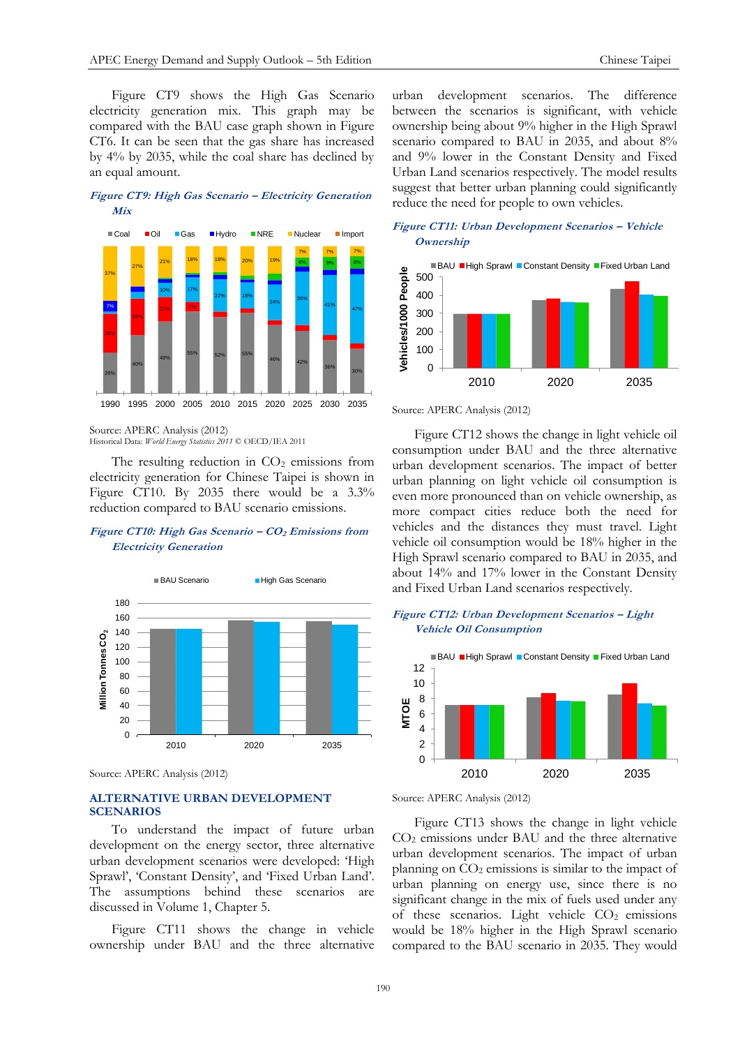Figure CT9 shows the High Gas Scenario electricity generation mix. This graph may be compared with the BAU case graph shown in Figure CT6. It can be seen that the gas share has increased by 4% by 2035, while the coal share has declined by an equal amount.

***Figure CT9: High Gas Scenario – Electricity Generation Mix***

Source: APERC Analysis (2012)
Historical Data: *World Energy Statistics 2011* © OECD/IEA 2011

The resulting reduction in $CO_2$ emissions from electricity generation for Chinese Taipei is shown in Figure CT10. By 2035 there would be a 3.3% reduction compared to BAU scenario emissions.

***Figure CT10: High Gas Scenario – $CO_2$ Emissions from Electricity Generation***

Source: APERC Analysis (2012)

## ALTERNATIVE URBAN DEVELOPMENT SCENARIOS

To understand the impact of future urban development on the energy sector, three alternative urban development scenarios were developed: 'High Sprawl', 'Constant Density', and 'Fixed Urban Land'. The assumptions behind these scenarios are discussed in Volume 1, Chapter 5.

Figure CT11 shows the change in vehicle ownership under BAU and the three alternative urban development scenarios. The difference between the scenarios is significant, with vehicle ownership being about 9% higher in the High Sprawl scenario compared to BAU in 2035, and about 8% and 9% lower in the Constant Density and Fixed Urban Land scenarios respectively. The model results suggest that better urban planning could significantly reduce the need for people to own vehicles.

***Figure CT11: Urban Development Scenarios – Vehicle Ownership***

Source: APERC Analysis (2012)

Figure CT12 shows the change in light vehicle oil consumption under BAU and the three alternative urban development scenarios. The impact of better urban planning on light vehicle oil consumption is even more pronounced than on vehicle ownership, as more compact cities reduce both the need for vehicles and the distances they must travel. Light vehicle oil consumption would be 18% higher in the High Sprawl scenario compared to BAU in 2035, and about 14% and 17% lower in the Constant Density and Fixed Urban Land scenarios respectively.

***Figure CT12: Urban Development Scenarios – Light Vehicle Oil Consumption***

Source: APERC Analysis (2012)

Figure CT13 shows the change in light vehicle $CO_2$ emissions under BAU and the three alternative urban development scenarios. The impact of urban planning on $CO_2$ emissions is similar to the impact of urban planning on energy use, since there is no significant change in the mix of fuels used under any of these scenarios. Light vehicle $CO_2$ emissions would be 18% higher in the High Sprawl scenario compared to the BAU scenario in 2035. They would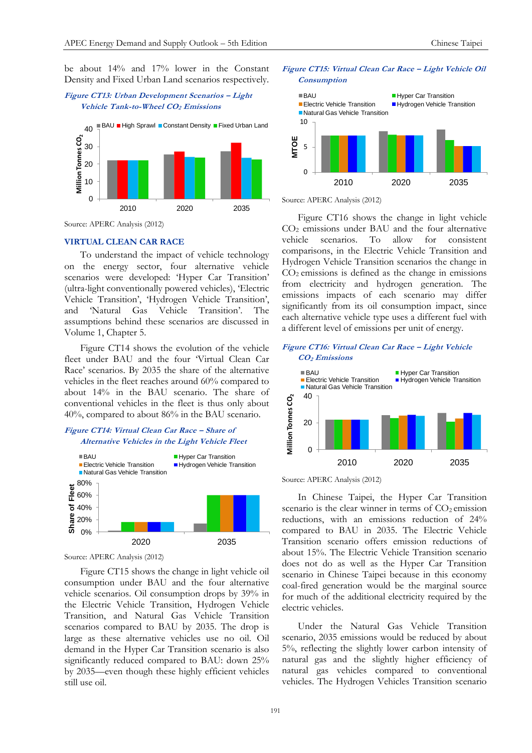be about 14% and 17% lower in the Constant Density and Fixed Urban Land scenarios respectively.

*Figure CT13: Urban Development Scenarios – Light Vehicle Tank-to-Wheel $CO_2$ Emissions*

Source: APERC Analysis (2012)

## VIRTUAL CLEAN CAR RACE

To understand the impact of vehicle technology on the energy sector, four alternative vehicle scenarios were developed: 'Hyper Car Transition' (ultra-light conventionally powered vehicles), 'Electric Vehicle Transition', 'Hydrogen Vehicle Transition', and 'Natural Gas Vehicle Transition'. The assumptions behind these scenarios are discussed in Volume 1, Chapter 5.

Figure CT14 shows the evolution of the vehicle fleet under BAU and the four 'Virtual Clean Car Race' scenarios. By 2035 the share of the alternative vehicles in the fleet reaches around 60% compared to about 14% in the BAU scenario. The share of conventional vehicles in the fleet is thus only about 40%, compared to about 86% in the BAU scenario.

*Figure CT14: Virtual Clean Car Race – Share of Alternative Vehicles in the Light Vehicle Fleet*

Source: APERC Analysis (2012)

Figure CT15 shows the change in light vehicle oil consumption under BAU and the four alternative vehicle scenarios. Oil consumption drops by 39% in the Electric Vehicle Transition, Hydrogen Vehicle Transition, and Natural Gas Vehicle Transition scenarios compared to BAU by 2035. The drop is large as these alternative vehicles use no oil. Oil demand in the Hyper Car Transition scenario is also significantly reduced compared to BAU: down 25% by 2035—even though these highly efficient vehicles still use oil.

*Figure CT15: Virtual Clean Car Race – Light Vehicle Oil Consumption*

Source: APERC Analysis (2012)

Figure CT16 shows the change in light vehicle $CO_2$ emissions under BAU and the four alternative vehicle scenarios. To allow for consistent comparisons, in the Electric Vehicle Transition and Hydrogen Vehicle Transition scenarios the change in $CO_2$ emissions is defined as the change in emissions from electricity and hydrogen generation. The emissions impacts of each scenario may differ significantly from its oil consumption impact, since each alternative vehicle type uses a different fuel with a different level of emissions per unit of energy.

*Figure CT16: Virtual Clean Car Race – Light Vehicle $CO_2$ Emissions*

Source: APERC Analysis (2012)

In Chinese Taipei, the Hyper Car Transition scenario is the clear winner in terms of $CO_2$ emission reductions, with an emissions reduction of 24% compared to BAU in 2035. The Electric Vehicle Transition scenario offers emission reductions of about 15%. The Electric Vehicle Transition scenario does not do as well as the Hyper Car Transition scenario in Chinese Taipei because in this economy coal-fired generation would be the marginal source for much of the additional electricity required by the electric vehicles.

Under the Natural Gas Vehicle Transition scenario, 2035 emissions would be reduced by about 5%, reflecting the slightly lower carbon intensity of natural gas and the slightly higher efficiency of natural gas vehicles compared to conventional vehicles. The Hydrogen Vehicles Transition scenario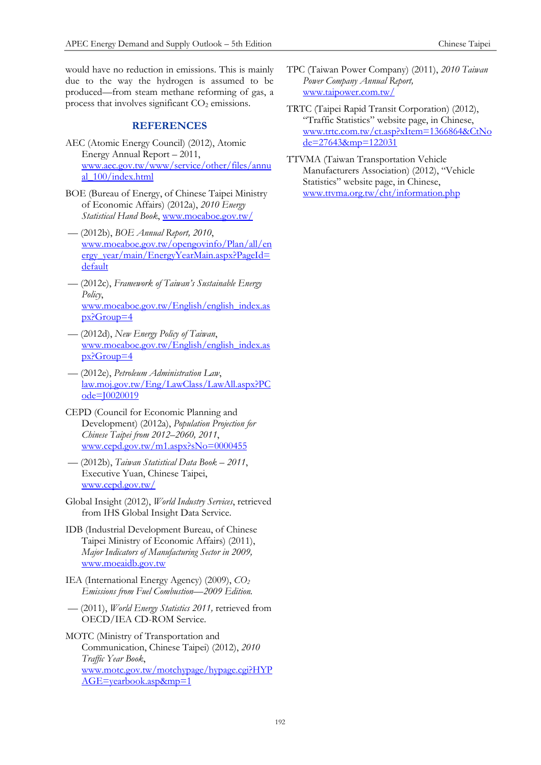would have no reduction in emissions. This is mainly due to the way the hydrogen is assumed to be produced—from steam methane reforming of gas, a process that involves significant $CO_2$ emissions.

## REFERENCES

AEC (Atomic Energy Council) (2012), Atomic Energy Annual Report – 2011, www.aec.gov.tw/www/service/other/files/annual_100/index.html

BOE (Bureau of Energy, of Chinese Taipei Ministry of Economic Affairs) (2012a), *2010 Energy Statistical Hand Book*, www.moeaboe.gov.tw/

— (2012b), *BOE Annual Report, 2010*, www.moeaboe.gov.tw/opengovinfo/Plan/all/energy_year/main/EnergyYearMain.aspx?PageId=default

— (2012c), *Framework of Taiwan's Sustainable Energy Policy*, www.moeaboe.gov.tw/English/english_index.aspx?Group=4

— (2012d), *New Energy Policy of Taiwan*, www.moeaboe.gov.tw/English/english_index.aspx?Group=4

— (2012e), *Petroleum Administration Law*, law.moj.gov.tw/Eng/LawClass/LawAll.aspx?PCode=J0020019

CEPD (Council for Economic Planning and Development) (2012a), *Population Projection for Chinese Taipei from 2012–2060, 2011*, www.cepd.gov.tw/m1.aspx?sNo=0000455

— (2012b), *Taiwan Statistical Data Book – 2011*, Executive Yuan, Chinese Taipei, www.cepd.gov.tw/

Global Insight (2012), *World Industry Services*, retrieved from IHS Global Insight Data Service.

IDB (Industrial Development Bureau, of Chinese Taipei Ministry of Economic Affairs) (2011), *Major Indicators of Manufacturing Sector in 2009,* www.moeaidb.gov.tw

IEA (International Energy Agency) (2009), *$CO_2$ Emissions from Fuel Combustion—2009 Edition.*

— (2011), *World Energy Statistics 2011,* retrieved from OECD/IEA CD-ROM Service.

MOTC (Ministry of Transportation and Communication, Chinese Taipei) (2012), *2010 Traffic Year Book*, www.motc.gov.tw/motchypage/hypage.cgi?HYPAGE=yearbook.asp&mp=1

TPC (Taiwan Power Company) (2011), *2010 Taiwan Power Company Annual Report,* www.taipower.com.tw/

TRTC (Taipei Rapid Transit Corporation) (2012), "Traffic Statistics" website page, in Chinese, www.trtc.com.tw/ct.asp?xItem=1366864&CtNode=27643&mp=122031

TTVMA (Taiwan Transportation Vehicle Manufacturers Association) (2012), "Vehicle Statistics" website page, in Chinese, www.ttvma.org.tw/cht/information.php